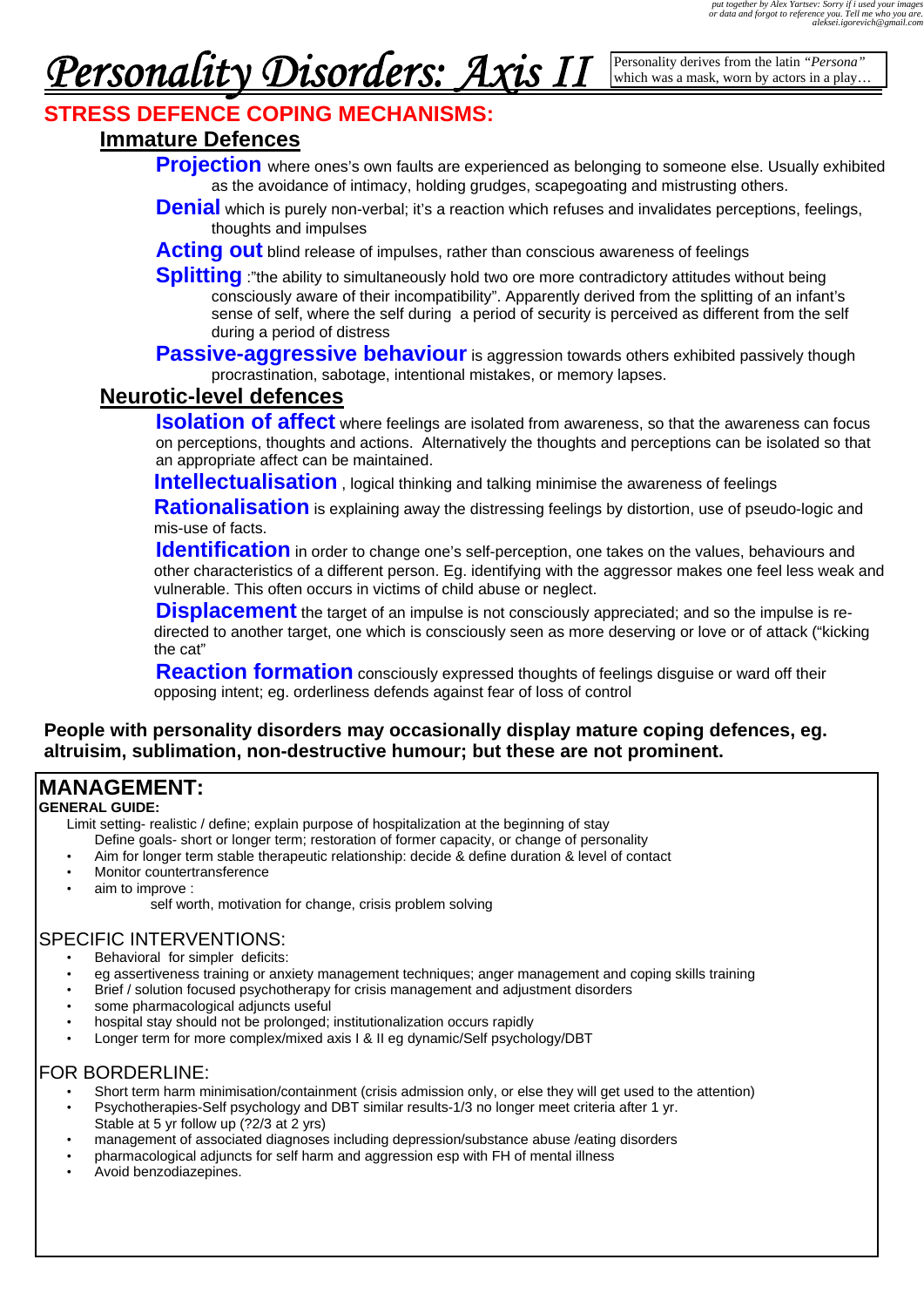# Personality Disorders: Axis II

Personality derives from the latin *"Persona"* which was a mask, worn by actors in a play…

## STRESS DEFENCE COPING MECHANISMS:

### Immature Defences

**Projection** where ones's own faults are experienced as belonging to someone else. Usually exhibited as the avoidance of intimacy, holding grudges, scapegoating and mistrusting others.

**Denial** which is purely non-verbal; it's a reaction which refuses and invalidates perceptions, feelings, thoughts and impulses

**Acting out** blind release of impulses, rather than conscious awareness of feelings

**Splitting** :"the ability to simultaneously hold two ore more contradictory attitudes without being consciously aware of their incompatibility". Apparently derived from the splitting of an infant's sense of self, where the self during a period of security is perceived as different from the self during a period of distress

**Passive-aggressive behaviour** is aggression towards others exhibited passively though procrastination, sabotage, intentional mistakes, or memory lapses.

### Neurotic-level defences

**Isolation of affect** where feelings are isolated from awareness, so that the awareness can focus on perceptions, thoughts and actions. Alternatively the thoughts and perceptions can be isolated so that an appropriate affect can be maintained.

**Intellectualisation** , logical thinking and talking minimise the awareness of feelings

**Rationalisation** is explaining away the distressing feelings by distortion, use of pseudo-logic and mis-use of facts.

**Identification** in order to change one's self-perception, one takes on the values, behaviours and other characteristics of a different person. Eg. identifying with the aggressor makes one feel less weak and vulnerable. This often occurs in victims of child abuse or neglect.

**Displacement** the target of an impulse is not consciously appreciated; and so the impulse is re-directed to another target, one which is consciously seen as more deserving or love or of attack ("kicking the cat"

**Reaction formation** consciously expressed thoughts of feelings disguise or ward off their opposing intent; eg. orderliness defends against fear of loss of control

**People with personality disorders may occasionally display mature coping defences, eg. altruisim, sublimation, non-destructive humour; but these are not prominent.**

## MANAGEMENT:

**GENERAL GUIDE:**

Limit setting- realistic / define; explain purpose of hospitalization at the beginning of stay

Define goals- short or longer term; restoration of former capacity, or change of personality

- Aim for longer term stable therapeutic relationship: decide & define duration & level of contact
- Monitor countertransference
- aim to improve :
  - self worth, motivation for change, crisis problem solving

SPECIFIC INTERVENTIONS:

- Behavioral for simpler deficits:
- eg assertiveness training or anxiety management techniques; anger management and coping skills training
- Brief / solution focused psychotherapy for crisis management and adjustment disorders
- some pharmacological adjuncts useful
- hospital stay should not be prolonged; institutionalization occurs rapidly
- Longer term for more complex/mixed axis I & II eg dynamic/Self psychology/DBT

FOR BORDERLINE:

- Short term harm minimisation/containment (crisis admission only, or else they will get used to the attention)
- Psychotherapies-Self psychology and DBT similar results-1/3 no longer meet criteria after 1 yr. Stable at 5 yr follow up (?2/3 at 2 yrs)
- management of associated diagnoses including depression/substance abuse /eating disorders
- pharmacological adjuncts for self harm and aggression esp with FH of mental illness
- Avoid benzodiazepines.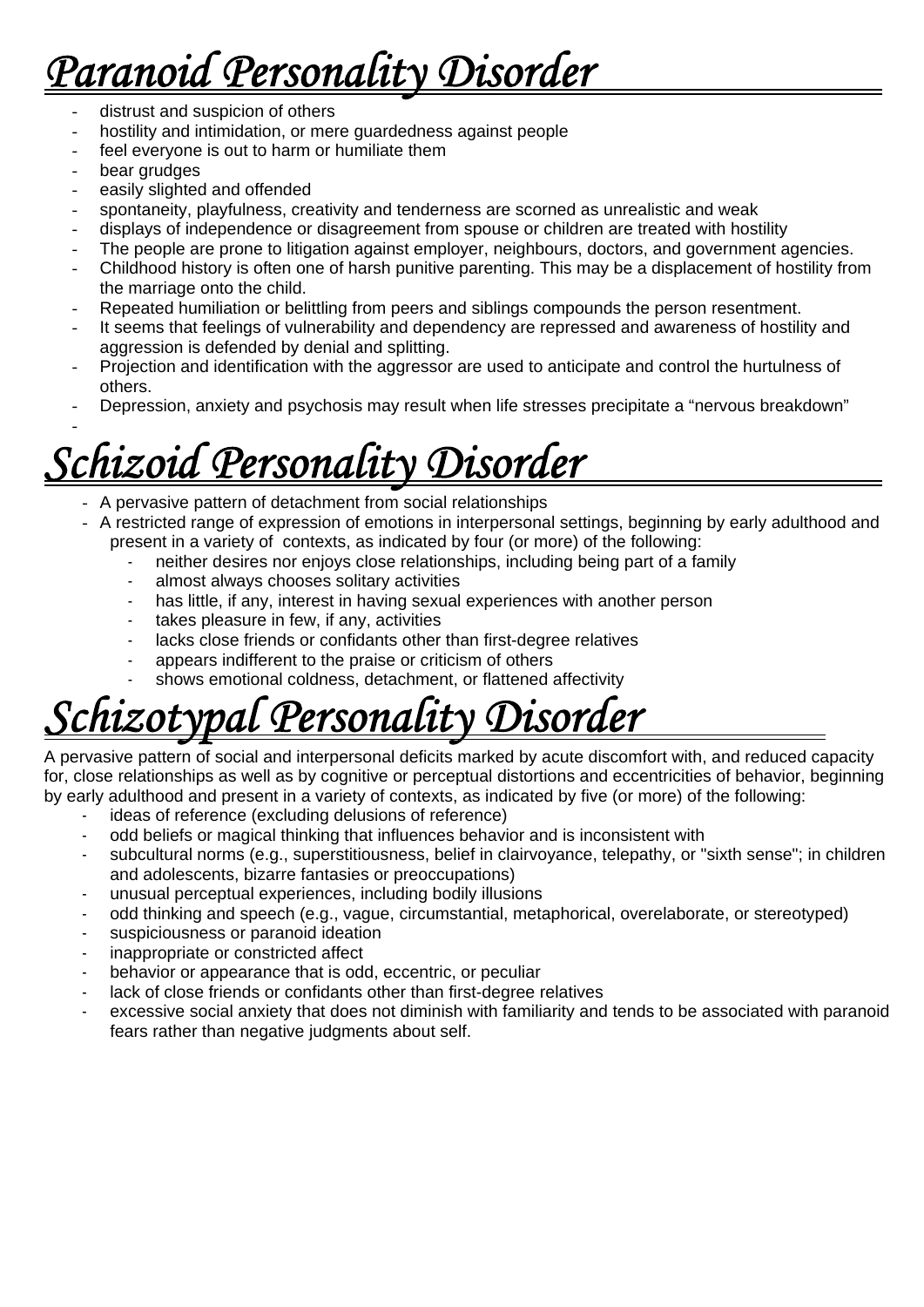# Paranoid Personality Disorder

- distrust and suspicion of others
- hostility and intimidation, or mere guardedness against people
- feel everyone is out to harm or humiliate them
- bear grudges
- easily slighted and offended
- spontaneity, playfulness, creativity and tenderness are scorned as unrealistic and weak
- displays of independence or disagreement from spouse or children are treated with hostility
- The people are prone to litigation against employer, neighbours, doctors, and government agencies.
- Childhood history is often one of harsh punitive parenting. This may be a displacement of hostility from the marriage onto the child.
- Repeated humiliation or belittling from peers and siblings compounds the person resentment.
- It seems that feelings of vulnerability and dependency are repressed and awareness of hostility and aggression is defended by denial and splitting.
- Projection and identification with the aggressor are used to anticipate and control the hurtulness of others.
- Depression, anxiety and psychosis may result when life stresses precipitate a "nervous breakdown"
-

# Schizoid Personality Disorder

- A pervasive pattern of detachment from social relationships
- A restricted range of expression of emotions in interpersonal settings, beginning by early adulthood and present in a variety of contexts, as indicated by four (or more) of the following:
  - neither desires nor enjoys close relationships, including being part of a family
  - almost always chooses solitary activities
  - has little, if any, interest in having sexual experiences with another person
  - takes pleasure in few, if any, activities
  - lacks close friends or confidants other than first-degree relatives
  - appears indifferent to the praise or criticism of others
  - shows emotional coldness, detachment, or flattened affectivity

# Schizotypal Personality Disorder

A pervasive pattern of social and interpersonal deficits marked by acute discomfort with, and reduced capacity for, close relationships as well as by cognitive or perceptual distortions and eccentricities of behavior, beginning by early adulthood and present in a variety of contexts, as indicated by five (or more) of the following:

- ideas of reference (excluding delusions of reference)
- odd beliefs or magical thinking that influences behavior and is inconsistent with
- subcultural norms (e.g., superstitiousness, belief in clairvoyance, telepathy, or "sixth sense"; in children and adolescents, bizarre fantasies or preoccupations)
- unusual perceptual experiences, including bodily illusions
- odd thinking and speech (e.g., vague, circumstantial, metaphorical, overelaborate, or stereotyped)
- suspiciousness or paranoid ideation
- inappropriate or constricted affect
- behavior or appearance that is odd, eccentric, or peculiar
- lack of close friends or confidants other than first-degree relatives
- excessive social anxiety that does not diminish with familiarity and tends to be associated with paranoid fears rather than negative judgments about self.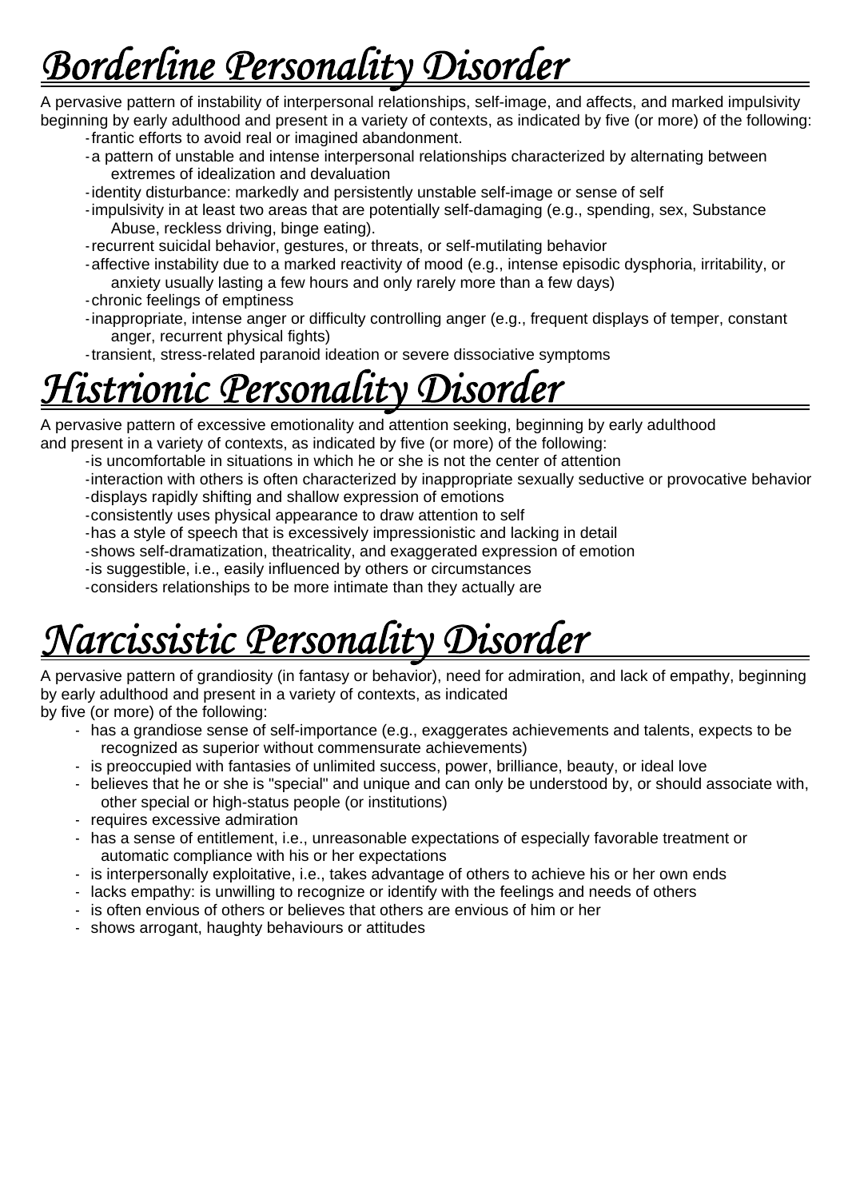# Borderline Personality Disorder

A pervasive pattern of instability of interpersonal relationships, self-image, and affects, and marked impulsivity beginning by early adulthood and present in a variety of contexts, as indicated by five (or more) of the following:

- frantic efforts to avoid real or imagined abandonment.
- a pattern of unstable and intense interpersonal relationships characterized by alternating between extremes of idealization and devaluation
- identity disturbance: markedly and persistently unstable self-image or sense of self
- impulsivity in at least two areas that are potentially self-damaging (e.g., spending, sex, Substance Abuse, reckless driving, binge eating).
- recurrent suicidal behavior, gestures, or threats, or self-mutilating behavior
- affective instability due to a marked reactivity of mood (e.g., intense episodic dysphoria, irritability, or anxiety usually lasting a few hours and only rarely more than a few days)
- chronic feelings of emptiness
- inappropriate, intense anger or difficulty controlling anger (e.g., frequent displays of temper, constant anger, recurrent physical fights)
- transient, stress-related paranoid ideation or severe dissociative symptoms

# Histrionic Personality Disorder

A pervasive pattern of excessive emotionality and attention seeking, beginning by early adulthood and present in a variety of contexts, as indicated by five (or more) of the following:

- is uncomfortable in situations in which he or she is not the center of attention
- interaction with others is often characterized by inappropriate sexually seductive or provocative behavior
- displays rapidly shifting and shallow expression of emotions
- consistently uses physical appearance to draw attention to self
- has a style of speech that is excessively impressionistic and lacking in detail
- shows self-dramatization, theatricality, and exaggerated expression of emotion
- is suggestible, i.e., easily influenced by others or circumstances
- considers relationships to be more intimate than they actually are

# Narcissistic Personality Disorder

A pervasive pattern of grandiosity (in fantasy or behavior), need for admiration, and lack of empathy, beginning by early adulthood and present in a variety of contexts, as indicated by five (or more) of the following:

- has a grandiose sense of self-importance (e.g., exaggerates achievements and talents, expects to be recognized as superior without commensurate achievements)
- is preoccupied with fantasies of unlimited success, power, brilliance, beauty, or ideal love
- believes that he or she is "special" and unique and can only be understood by, or should associate with, other special or high-status people (or institutions)
- requires excessive admiration
- has a sense of entitlement, i.e., unreasonable expectations of especially favorable treatment or automatic compliance with his or her expectations
- is interpersonally exploitative, i.e., takes advantage of others to achieve his or her own ends
- lacks empathy: is unwilling to recognize or identify with the feelings and needs of others
- is often envious of others or believes that others are envious of him or her
- shows arrogant, haughty behaviours or attitudes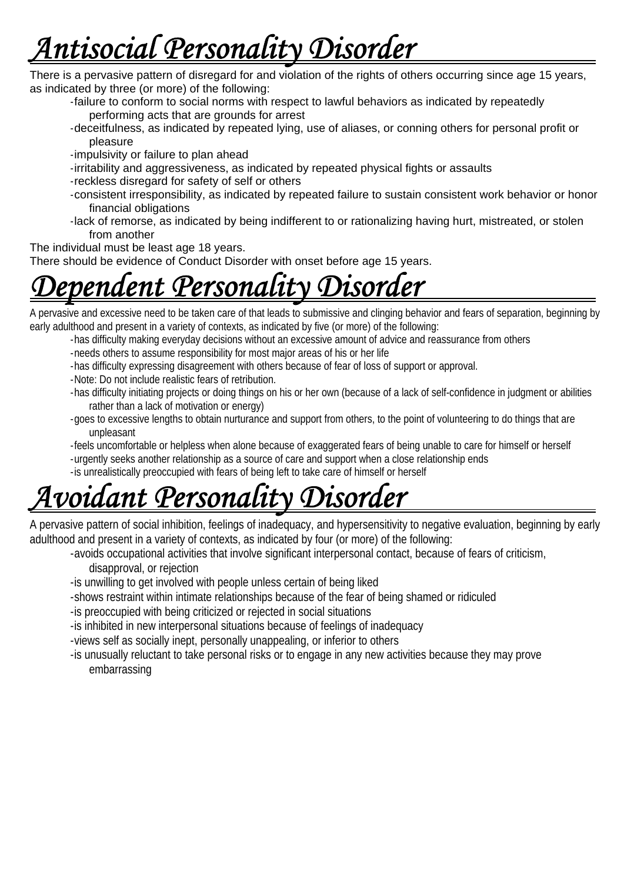# *Antisocial Personality Disorder*

There is a pervasive pattern of disregard for and violation of the rights of others occurring since age 15 years, as indicated by three (or more) of the following:

- failure to conform to social norms with respect to lawful behaviors as indicated by repeatedly performing acts that are grounds for arrest
- deceitfulness, as indicated by repeated lying, use of aliases, or conning others for personal profit or pleasure
- impulsivity or failure to plan ahead
- irritability and aggressiveness, as indicated by repeated physical fights or assaults
- reckless disregard for safety of self or others
- consistent irresponsibility, as indicated by repeated failure to sustain consistent work behavior or honor financial obligations
- lack of remorse, as indicated by being indifferent to or rationalizing having hurt, mistreated, or stolen from another

The individual must be least age 18 years.
There should be evidence of Conduct Disorder with onset before age 15 years.

# *Dependent Personality Disorder*

A pervasive and excessive need to be taken care of that leads to submissive and clinging behavior and fears of separation, beginning by early adulthood and present in a variety of contexts, as indicated by five (or more) of the following:

- has difficulty making everyday decisions without an excessive amount of advice and reassurance from others
- needs others to assume responsibility for most major areas of his or her life
- has difficulty expressing disagreement with others because of fear of loss of support or approval.
- Note: Do not include realistic fears of retribution.
- has difficulty initiating projects or doing things on his or her own (because of a lack of self-confidence in judgment or abilities rather than a lack of motivation or energy)
- goes to excessive lengths to obtain nurturance and support from others, to the point of volunteering to do things that are unpleasant
- feels uncomfortable or helpless when alone because of exaggerated fears of being unable to care for himself or herself
- urgently seeks another relationship as a source of care and support when a close relationship ends
- is unrealistically preoccupied with fears of being left to take care of himself or herself

# *Avoidant Personality Disorder*

A pervasive pattern of social inhibition, feelings of inadequacy, and hypersensitivity to negative evaluation, beginning by early adulthood and present in a variety of contexts, as indicated by four (or more) of the following:

- avoids occupational activities that involve significant interpersonal contact, because of fears of criticism, disapproval, or rejection
- is unwilling to get involved with people unless certain of being liked
- shows restraint within intimate relationships because of the fear of being shamed or ridiculed
- is preoccupied with being criticized or rejected in social situations
- is inhibited in new interpersonal situations because of feelings of inadequacy
- views self as socially inept, personally unappealing, or inferior to others
- is unusually reluctant to take personal risks or to engage in any new activities because they may prove embarrassing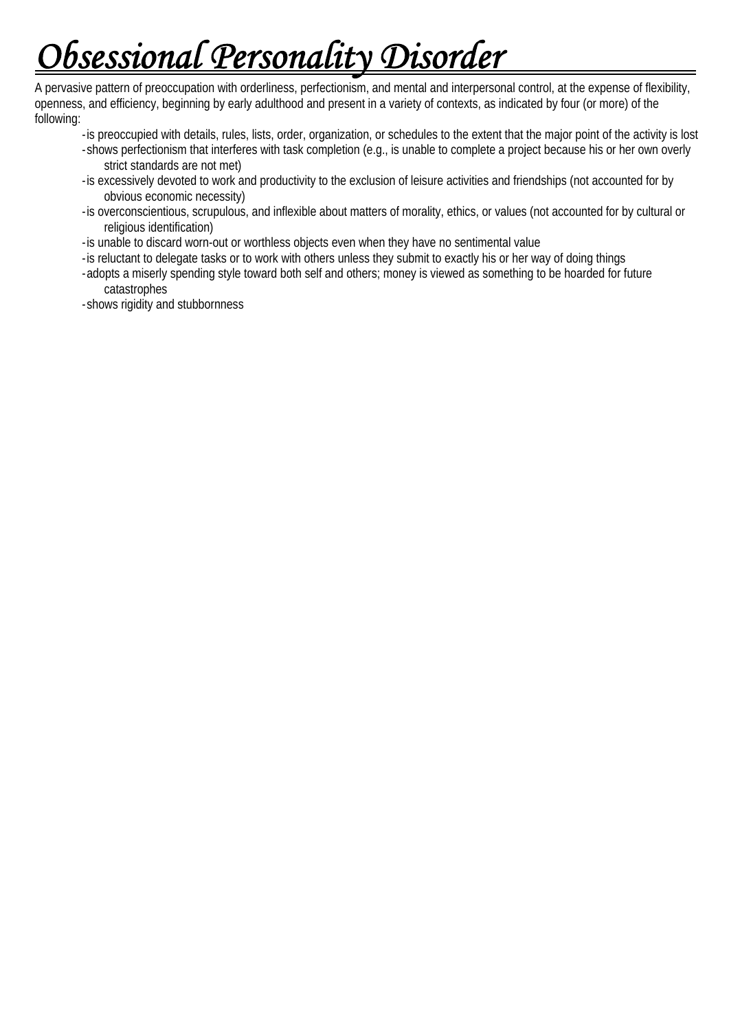# *Obsessional Personality Disorder*

A pervasive pattern of preoccupation with orderliness, perfectionism, and mental and interpersonal control, at the expense of flexibility, openness, and efficiency, beginning by early adulthood and present in a variety of contexts, as indicated by four (or more) of the following:

- is preoccupied with details, rules, lists, order, organization, or schedules to the extent that the major point of the activity is lost
- shows perfectionism that interferes with task completion (e.g., is unable to complete a project because his or her own overly strict standards are not met)
- is excessively devoted to work and productivity to the exclusion of leisure activities and friendships (not accounted for by obvious economic necessity)
- is overconscientious, scrupulous, and inflexible about matters of morality, ethics, or values (not accounted for by cultural or religious identification)
- is unable to discard worn-out or worthless objects even when they have no sentimental value
- is reluctant to delegate tasks or to work with others unless they submit to exactly his or her way of doing things
- adopts a miserly spending style toward both self and others; money is viewed as something to be hoarded for future catastrophes
- shows rigidity and stubbornness